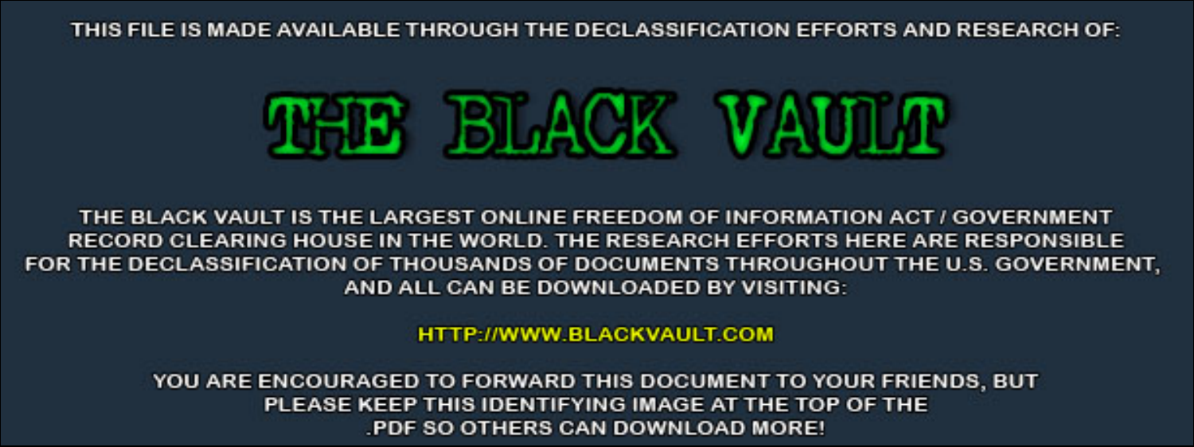THIS FILE IS MADE AVAILABLE THROUGH THE DECLASSIFICATION EFFORTS AND RESEARCH OF:

# THE BLACK VAULT

THE BLACK VAULT IS THE LARGEST ONLINE FREEDOM OF INFORMATION ACT / GOVERNMENT RECORD CLEARING HOUSE IN THE WORLD. THE RESEARCH EFFORTS HERE ARE RESPONSIBLE FOR THE DECLASSIFICATION OF THOUSANDS OF DOCUMENTS THROUGHOUT THE U.S. GOVERNMENT, AND ALL CAN BE DOWNLOADED BY VISITING:

HTTP://WWW.BLACKVAULT.COM

YOU ARE ENCOURAGED TO FORWARD THIS DOCUMENT TO YOUR FRIENDS, BUT PLEASE KEEP THIS IDENTIFYING IMAGE AT THE TOP OF THE .PDF SO OTHERS CAN DOWNLOAD MORE!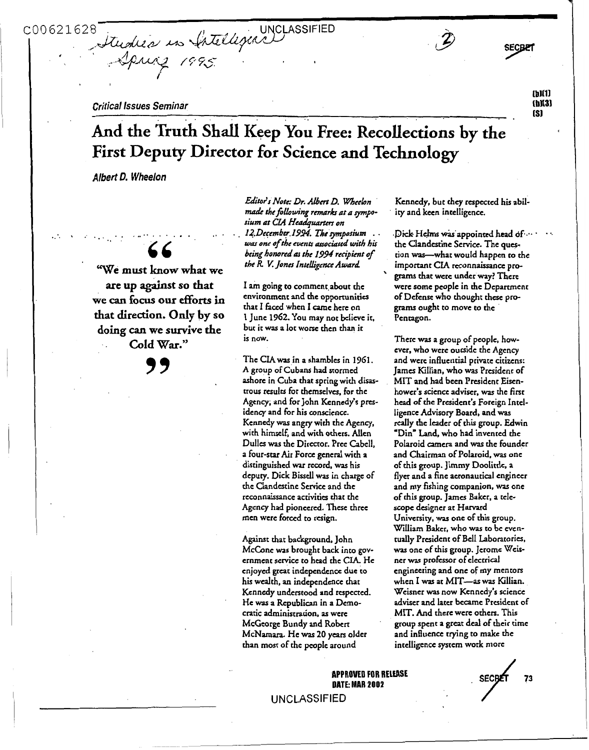C00621628 UNCLASSIFIED

*Studies in Intelligence Spring 1995*

SECRET

(b)(1)
(b)(3)
(S)

*Critical Issues Seminar*

# And the Truth Shall Keep You Free: Recollections by the First Deputy Director for Science and Technology

***Albert D. Wheelon***

> **"We must know what we are up against so that we can focus our efforts in that direction. Only by so doing can we survive the Cold War."**

*Editor's Note: Dr. Albert D. Wheelon made the following remarks at a symposium at CIA Headquarters on 12 December 1994. The symposium was one of the events associated with his being honored as the 1994 recipient of the R. V. Jones Intelligence Award.*

I am going to comment about the environment and the opportunities that I faced when I came here on 1 June 1962. You may not believe it, but it was a lot worse then than it is now.

The CIA was in a shambles in 1961. A group of Cubans had stormed ashore in Cuba that spring with disastrous results for themselves, for the Agency, and for John Kennedy's presidency and for his conscience. Kennedy was angry with the Agency, with himself, and with others. Allen Dulles was the Director. Pree Cabell, a four-star Air Force general with a distinguished war record, was his deputy. Dick Bissell was in charge of the Clandestine Service and the reconnaissance activities that the Agency had pioneered. These three men were forced to resign.

Against that background, John McCone was brought back into government service to head the CIA. He enjoyed great independence due to his wealth, an independence that Kennedy understood and respected. He was a Republican in a Democratic administration, as were McGeorge Bundy and Robert McNamara. He was 20 years older than most of the people around Kennedy, but they respected his ability and keen intelligence.

Dick Helms was appointed head of the Clandestine Service. The question was—what would happen to the important CIA reconnaissance programs that were under way? There were some people in the Department of Defense who thought these programs ought to move to the Pentagon.

There was a group of people, however, who were outside the Agency and were influential private citizens: James Killian, who was President of MIT and had been President Eisenhower's science adviser, was the first head of the President's Foreign Intelligence Advisory Board, and was really the leader of this group. Edwin "Din" Land, who had invented the Polaroid camera and was the founder and Chairman of Polaroid, was one of this group. Jimmy Doolittle, a flyer and a fine aeronautical engineer and my fishing companion, was one of this group. James Baker, a telescope designer at Harvard University, was one of this group. William Baker, who was to be eventually President of Bell Laboratories, was one of this group. Jerome Weisner was professor of electrical engineering and one of my mentors when I was at MIT—as was Killian. Weisner was now Kennedy's science adviser and later became President of MIT. And there were others. This group spent a great deal of their time and influence trying to make the intelligence system work more

APPROVED FOR RELEASE
DATE: MAR 2002

SECRET

UNCLASSIFIED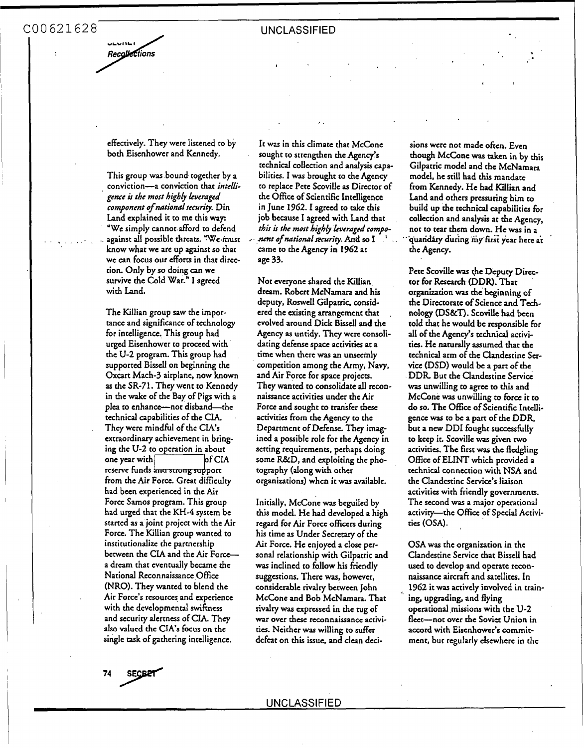effectively. They were listened to by both Eisenhower and Kennedy.

This group was bound together by a conviction—a conviction that *intelligence is the most highly leveraged component of national security.* Din Land explained it to me this way: "We simply cannot afford to defend against all possible threats. We must know what we are up against so that we can focus our efforts in that direction. Only by so doing can we survive the Cold War." I agreed with Land.

The Killian group saw the importance and significance of technology for intelligence. This group had urged Eisenhower to proceed with the U-2 program. This group had supported Bissell on beginning the Oxcart Mach-3 airplane, now known as the SR-71. They went to Kennedy in the wake of the Bay of Pigs with a plea to enhance—not disband—the technical capabilities of the CIA. They were mindful of the CIA's extraordinary achievement in bringing the U-2 to operation in about one year with [redacted] of CIA reserve funds ~~and strong support~~ from the Air Force. Great difficulty had been experienced in the Air Force Samos program. This group had urged that the KH-4 system be started as a joint project with the Air Force. The Killian group wanted to institutionalize the partnership between the CIA and the Air Force—a dream that eventually became the National Reconnaissance Office (NRO). They wanted to blend the Air Force's resources and experience with the developmental swiftness and security alertness of CIA. They also valued the CIA's focus on the single task of gathering intelligence.

It was in this climate that McCone sought to strengthen the Agency's technical collection and analysis capabilities. I was brought to the Agency to replace Pete Scoville as Director of the Office of Scientific Intelligence in June 1962. I agreed to take this job because I agreed with Land that *this is the most highly leveraged component of national security.* And so I came to the Agency in 1962 at age 33.

Not everyone shared the Killian dream. Robert McNamara and his deputy, Roswell Gilpatric, considered the existing arrangement that evolved around Dick Bissell and the Agency as untidy. They were consolidating defense space activities at a time when there was an unseemly competition among the Army, Navy, and Air Force for space projects. They wanted to consolidate all reconnaissance activities under the Air Force and sought to transfer these activities from the Agency to the Department of Defense. They imagined a possible role for the Agency in setting requirements, perhaps doing some R&D, and exploiting the photography (along with other organizations) when it was available.

Initially, McCone was beguiled by this model. He had developed a high regard for Air Force officers during his time as Under Secretary of the Air Force. He enjoyed a close personal relationship with Gilpatric and was inclined to follow his friendly suggestions. There was, however, considerable rivalry between John McCone and Bob McNamara. That rivalry was expressed in the tug of war over these reconnaissance activities. Neither was willing to suffer defeat on this issue, and clean decisions were not made often. Even though McCone was taken in by this Gilpatric model and the McNamara model, he still had this mandate from Kennedy. He had Killian and Land and others pressuring him to build up the technical capabilities for collection and analysis at the Agency, not to tear them down. He was in a quandary during my first year here at the Agency.

Pete Scoville was the Deputy Director for Research (DDR). That organization was the beginning of the Directorate of Science and Technology (DS&T). Scoville had been told that he would be responsible for all of the Agency's technical activities. He naturally assumed that the technical arm of the Clandestine Service (DSD) would be a part of the DDR. But the Clandestine Service was unwilling to agree to this and McCone was unwilling to force it to do so. The Office of Scientific Intelligence was to be a part of the DDR, but a new DDI fought successfully to keep it. Scoville was given two activities. The first was the fledgling Office of ELINT which provided a technical connection with NSA and the Clandestine Service's liaison activities with friendly governments. The second was a major operational activity—the Office of Special Activities (OSA).

OSA was the organization in the Clandestine Service that Bissell had used to develop and operate reconnaissance aircraft and satellites. In 1962 it was actively involved in training, upgrading, and flying operational missions with the U-2 fleet—not over the Soviet Union in accord with Eisenhower's commitment, but regularly elsewhere in the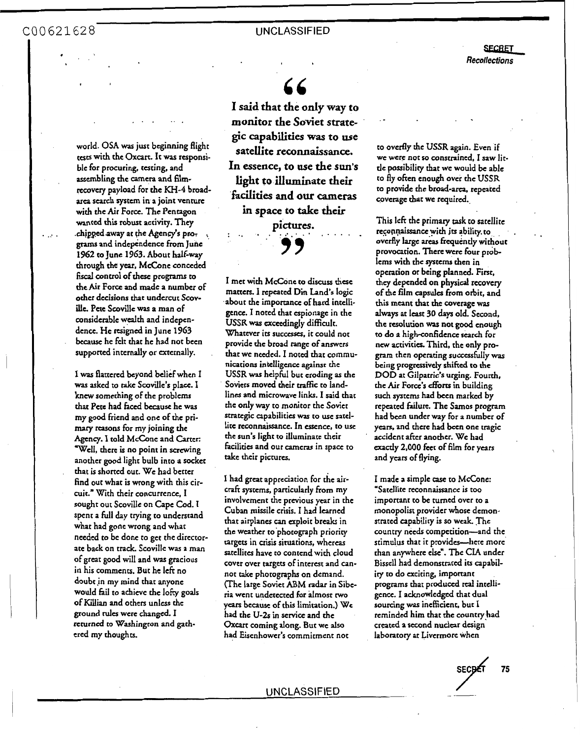world. OSA was just beginning flight tests with the Oxcart. It was responsible for procuring, testing, and assembling the camera and film-recovery payload for the KH-4 broad-area search system in a joint venture with the Air Force. The Pentagon wanted this robust activity. They chipped away at the Agency's programs and independence from June 1962 to June 1963. About half-way through the year, McCone conceded fiscal control of these programs to the Air Force and made a number of other decisions that undercut Scoville. Pete Scoville was a man of considerable wealth and independence. He resigned in June 1963 because he felt that he had not been supported internally or externally.

I was flattered beyond belief when I was asked to take Scoville's place. I knew something of the problems that Pete had faced because he was my good friend and one of the primary reasons for my joining the Agency. I told McCone and Carter: "Well, there is no point in screwing another good light bulb into a socket that is shorted out. We had better find out what is wrong with this circuit." With their concurrence, I sought out Scoville on Cape Cod. I spent a full day trying to understand what had gone wrong and what needed to be done to get the directorate back on track. Scoville was a man of great good will and was gracious in his comments. But he left no doubt in my mind that anyone would fail to achieve the lofty goals of Killian and others unless the ground rules were changed. I returned to Washington and gathered my thoughts.

> **"I said that the only way to monitor the Soviet strategic capabilities was to use satellite reconnaissance. In essence, to use the sun's light to illuminate their facilities and our cameras in space to take their pictures."**

I met with McCone to discuss these matters. I repeated Din Land's logic about the importance of hard intelligence. I noted that espionage in the USSR was exceedingly difficult. Whatever its successes, it could not provide the broad range of answers that we needed. I noted that communications intelligence against the USSR was helpful but eroding as the Soviets moved their traffic to landlines and microwave links. I said that the only way to monitor the Soviet strategic capabilities was to use satellite reconnaissance. In essence, to use the sun's light to illuminate their facilities and our cameras in space to take their pictures.

I had great appreciation for the aircraft systems, particularly from my involvement the previous year in the Cuban missile crisis. I had learned that airplanes can exploit breaks in the weather to photograph priority targets in crisis situations, whereas satellites have to contend with cloud cover over targets of interest and cannot take photographs on demand. (The large Soviet ABM radar in Siberia went undetected for almost two years because of this limitation.) We had the U-2s in service and the Oxcart coming along. But we also had Eisenhower's commitment not to overfly the USSR again. Even if we were not so constrained, I saw little possibility that we would be able to fly often enough over the USSR to provide the broad-area, repeated coverage that we required.

This left the primary task to satellite reconnaissance with its ability to overfly large areas frequently without provocation. There were four problems with the systems then in operation or being planned. First, they depended on physical recovery of the film capsules from orbit, and this meant that the coverage was always at least 30 days old. Second, the resolution was not good enough to do a high-confidence search for new activities. Third, the only program then operating successfully was being progressively shifted to the DOD at Gilpatric's urging. Fourth, the Air Force's efforts in building such systems had been marked by repeated failure. The Samos program had been under way for a number of years, and there had been one tragic accident after another. We had exactly 2,000 feet of film for years and years of flying.

I made a simple case to McCone: "Satellite reconnaissance is too important to be turned over to a monopolist provider whose demonstrated capability is so weak. The country needs competition—and the stimulus that it provides—here more than anywhere else". The CIA under Bissell had demonstrated its capability to do exciting, important programs that produced real intelligence. I acknowledged that dual sourcing was inefficient, but I reminded him that the country had created a second nuclear design laboratory at Livermore when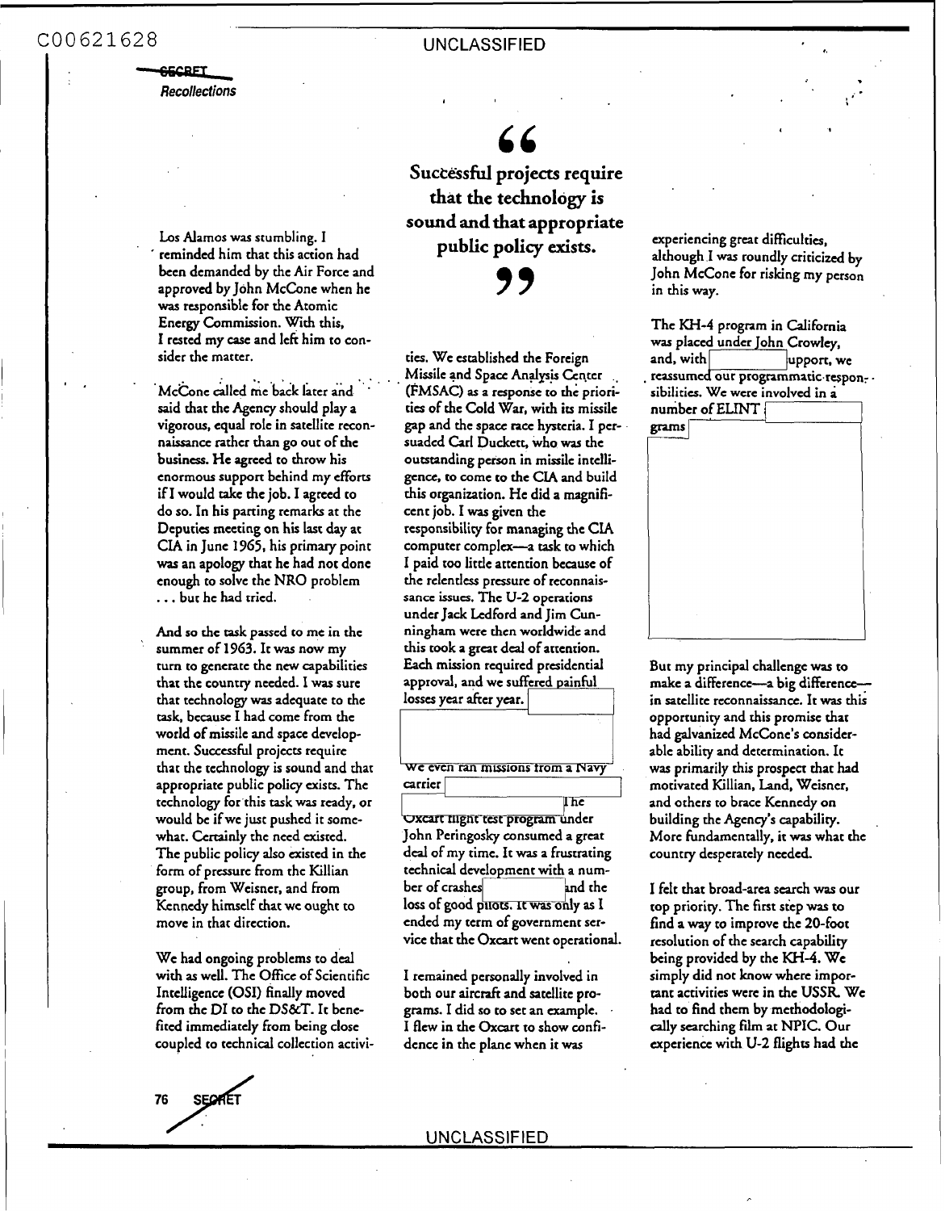Los Alamos was stumbling. I reminded him that this action had been demanded by the Air Force and approved by John McCone when he was responsible for the Atomic Energy Commission. With this, I rested my case and left him to consider the matter.

McCone called me back later and said that the Agency should play a vigorous, equal role in satellite reconnaissance rather than go out of the business. He agreed to throw his enormous support behind my efforts if I would take the job. I agreed to do so. In his parting remarks at the Deputies meeting on his last day at CIA in June 1965, his primary point was an apology that he had not done enough to solve the NRO problem . . . but he had tried.

And so the task passed to me in the summer of 1963. It was now my turn to generate the new capabilities that the country needed. I was sure that technology was adequate to the task, because I had come from the world of missile and space development. Successful projects require that the technology is sound and that appropriate public policy exists. The technology for this task was ready, or would be if we just pushed it somewhat. Certainly the need existed. The public policy also existed in the form of pressure from the Killian group, from Weisner, and from Kennedy himself that we ought to move in that direction.

> "Successful projects require that the technology is sound and that appropriate public policy exists."

We had ongoing problems to deal with as well. The Office of Scientific Intelligence (OSI) finally moved from the DI to the DS&T. It benefited immediately from being close coupled to technical collection activities. We established the Foreign Missile and Space Analysis Center (FMSAC) as a response to the priorities of the Cold War, with its missile gap and the space race hysteria. I persuaded Carl Duckett, who was the outstanding person in missile intelligence, to come to the CIA and build this organization. He did a magnificent job. I was given the responsibility for managing the CIA computer complex—a task to which I paid too little attention because of the relentless pressure of reconnaissance issues. The U-2 operations under Jack Ledford and Jim Cunningham were then worldwide and this took a great deal of attention. Each mission required presidential approval, and we suffered painful losses year after year. [redacted] We even ran missions from a Navy carrier [redacted] The Oxcart flight test program under John Peringosky consumed a great deal of my time. It was a frustrating technical development with a number of crashes [redacted] and the loss of good pilots. It was only as I ended my term of government service that the Oxcart went operational.

I remained personally involved in both our aircraft and satellite programs. I did so to set an example. I flew in the Oxcart to show confidence in the plane when it was experiencing great difficulties, although I was roundly criticized by John McCone for risking my person in this way.

The KH-4 program in California was placed under John Crowley, and, with [redacted] support, we reassumed our programmatic responsibilities. We were involved in a number of ELINT [redacted] grams [redacted]

But my principal challenge was to make a difference—a big difference—in satellite reconnaissance. It was this opportunity and this promise that had galvanized McCone's considerable ability and determination. It was primarily this prospect that had motivated Killian, Land, Weisner, and others to brace Kennedy on building the Agency's capability. More fundamentally, it was what the country desperately needed.

I felt that broad-area search was our top priority. The first step was to find a way to improve the 20-foot resolution of the search capability being provided by the KH-4. We simply did not know where important activities were in the USSR. We had to find them by methodologically searching film at NPIC. Our experience with U-2 flights had the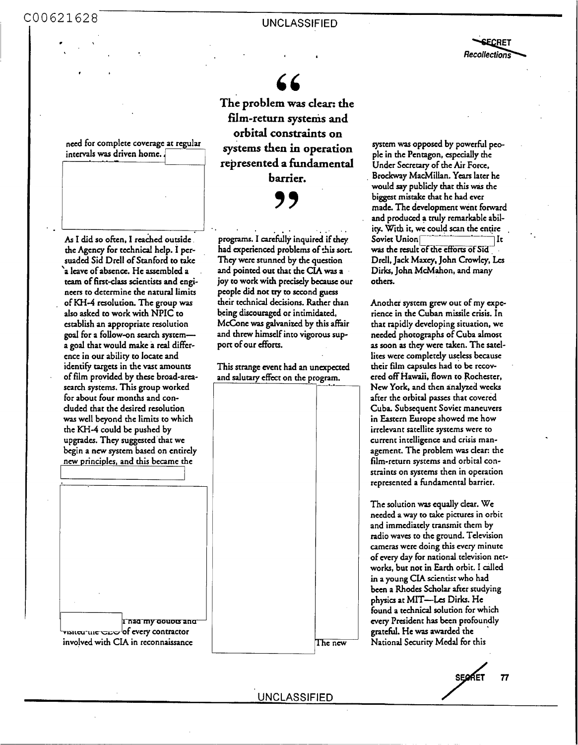need for complete coverage at regular intervals was driven home.

As I did so often, I reached outside the Agency for technical help. I persuaded Sid Drell of Stanford to take a leave of absence. He assembled a team of first-class scientists and engineers to determine the natural limits of KH-4 resolution. The group was also asked to work with NPIC to establish an appropriate resolution goal for a follow-on search system—a goal that would make a real difference in our ability to locate and identify targets in the vast amounts of film provided by these broad-area-search systems. This group worked for about four months and concluded that the desired resolution was well beyond the limits to which the KH-4 could be pushed by upgrades. They suggested that we begin a new system based on entirely new principles, and this became the

I had my doubts and visited the CEO of every contractor involved with CIA in reconnaissance programs. I carefully inquired if they had experienced problems of this sort. They were stunned by the question and pointed out that the CIA was a joy to work with precisely because our people did not try to second guess their technical decisions. Rather than being discouraged or intimidated, McCone was galvanized by this affair and threw himself into vigorous support of our efforts.

> **"The problem was clear: the film-return systems and orbital constraints on systems then in operation represented a fundamental barrier."**

This strange event had an unexpected and salutary effect on the program.

The new system was opposed by powerful people in the Pentagon, especially the Under Secretary of the Air Force, Brockway MacMillan. Years later he would say publicly that this was the biggest mistake that he had ever made. The development went forward and produced a truly remarkable ability. With it, we could scan the entire Soviet Union It was the result of the efforts of Sid Drell, Jack Maxey, John Crowley, Les Dirks, John McMahon, and many others.

Another system grew out of my experience in the Cuban missile crisis. In that rapidly developing situation, we needed photographs of Cuba almost as soon as they were taken. The satellites were completely useless because their film capsules had to be recovered off Hawaii, flown to Rochester, New York, and then analyzed weeks after the orbital passes that covered Cuba. Subsequent Soviet maneuvers in Eastern Europe showed me how irrelevant satellite systems were to current intelligence and crisis management. The problem was clear: the film-return systems and orbital constraints on systems then in operation represented a fundamental barrier.

The solution was equally clear. We needed a way to take pictures in orbit and immediately transmit them by radio waves to the ground. Television cameras were doing this every minute of every day for national television networks, but not in Earth orbit. I called in a young CIA scientist who had been a Rhodes Scholar after studying physics at MIT—Les Dirks. He found a technical solution for which every President has been profoundly grateful. He was awarded the National Security Medal for this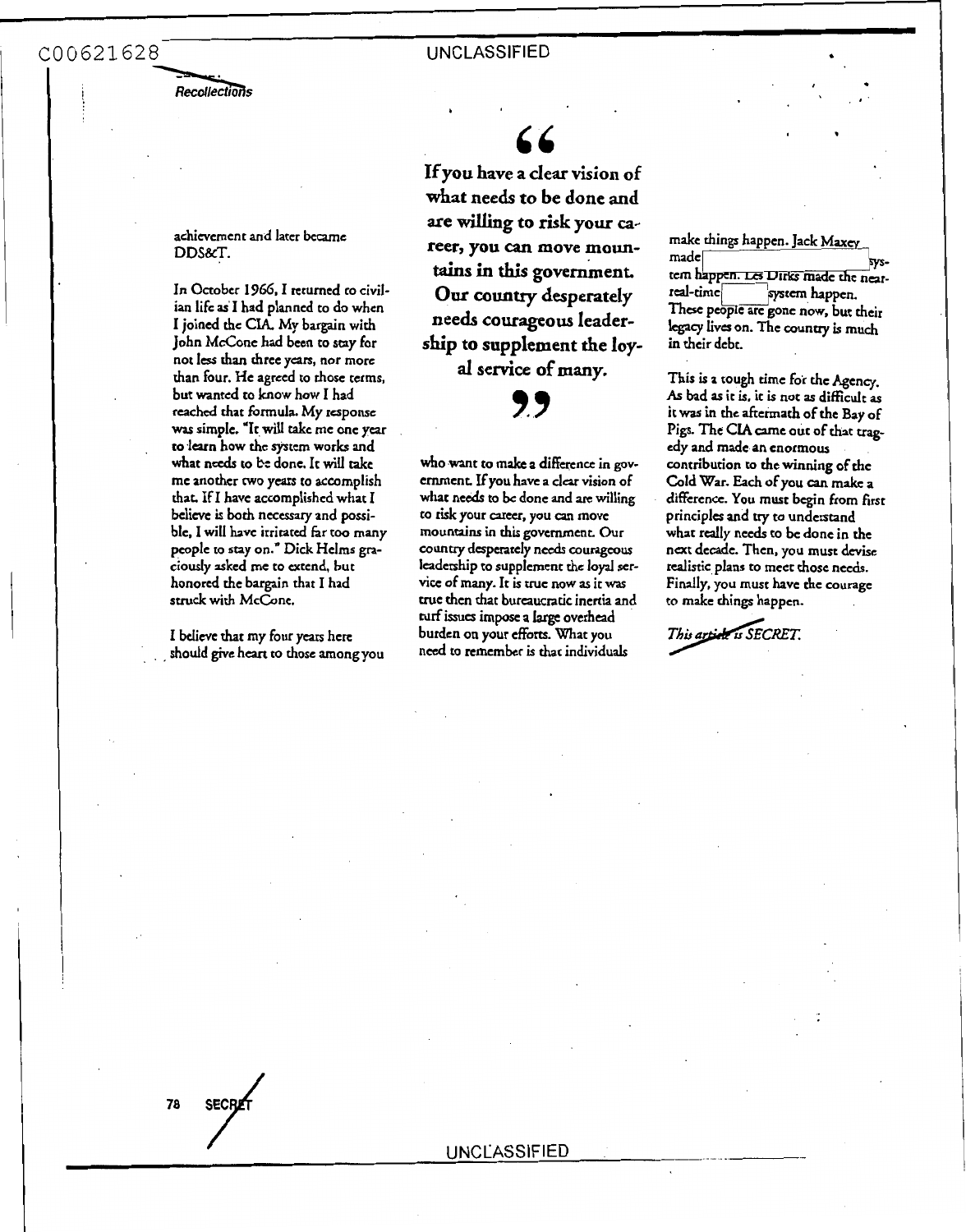achievement and later became DDS&T.

In October 1966, I returned to civilian life as I had planned to do when I joined the CIA. My bargain with John McCone had been to stay for not less than three years, nor more than four. He agreed to those terms, but wanted to know how I had reached that formula. My response was simple. "It will take me one year to learn how the system works and what needs to be done. It will take me another two years to accomplish that. If I have accomplished what I believe is both necessary and possible, I will have irritated far too many people to stay on." Dick Helms graciously asked me to extend, but honored the bargain that I had struck with McCone.

I believe that my four years here should give heart to those among you who want to make a difference in government. If you have a clear vision of what needs to be done and are willing to risk your career, you can move mountains in this government. Our country desperately needs courageous leadership to supplement the loyal service of many. It is true now as it was true then that bureaucratic inertia and turf issues impose a large overhead burden on your efforts. What you need to remember is that individuals make things happen. Jack Maxey made [redacted] system happen. Les Dirks made the near-real-time [redacted] system happen. These people are gone now, but their legacy lives on. The country is much in their debt.

> **"If you have a clear vision of what needs to be done and are willing to risk your career, you can move mountains in this government. Our country desperately needs courageous leadership to supplement the loyal service of many."**

This is a tough time for the Agency. As bad as it is, it is not as difficult as it was in the aftermath of the Bay of Pigs. The CIA came out of that tragedy and made an enormous contribution to the winning of the Cold War. Each of you can make a difference. You must begin from first principles and try to understand what really needs to be done in the next decade. Then, you must devise realistic plans to meet those needs. Finally, you must have the courage to make things happen.

*This article is SECRET.*